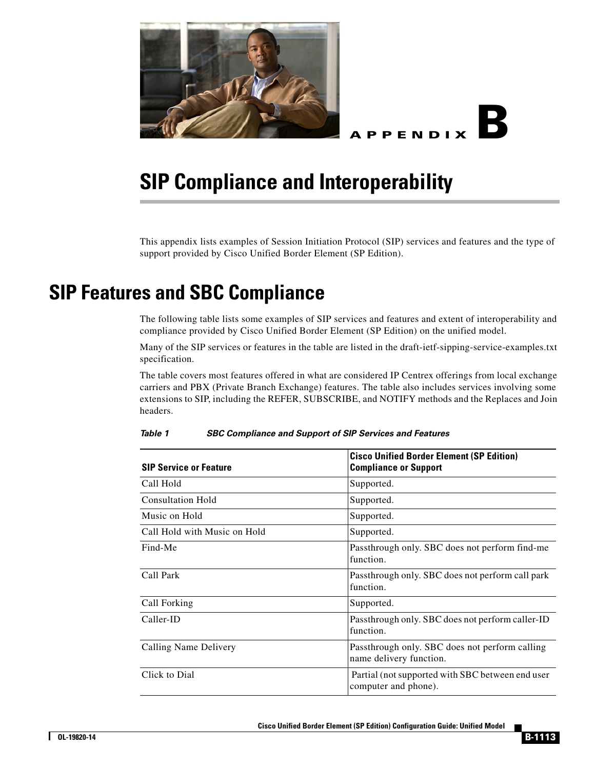# APPENDIX B

# SIP Compliance and Interoperability

This appendix lists examples of Session Initiation Protocol (SIP) services and features and the type of support provided by Cisco Unified Border Element (SP Edition).

## SIP Features and SBC Compliance

The following table lists some examples of SIP services and features and extent of interoperability and compliance provided by Cisco Unified Border Element (SP Edition) on the unified model.

Many of the SIP services or features in the table are listed in the draft-ietf-sipping-service-examples.txt specification.

The table covers most features offered in what are considered IP Centrex offerings from local exchange carriers and PBX (Private Branch Exchange) features. The table also includes services involving some extensions to SIP, including the REFER, SUBSCRIBE, and NOTIFY methods and the Replaces and Join headers.

*Table 1 SBC Compliance and Support of SIP Services and Features*

| SIP Service or Feature | Cisco Unified Border Element (SP Edition) Compliance or Support |
|---|---|
| Call Hold | Supported. |
| Consultation Hold | Supported. |
| Music on Hold | Supported. |
| Call Hold with Music on Hold | Supported. |
| Find-Me | Passthrough only. SBC does not perform find-me function. |
| Call Park | Passthrough only. SBC does not perform call park function. |
| Call Forking | Supported. |
| Caller-ID | Passthrough only. SBC does not perform caller-ID function. |
| Calling Name Delivery | Passthrough only. SBC does not perform calling name delivery function. |
| Click to Dial | Partial (not supported with SBC between end user computer and phone). |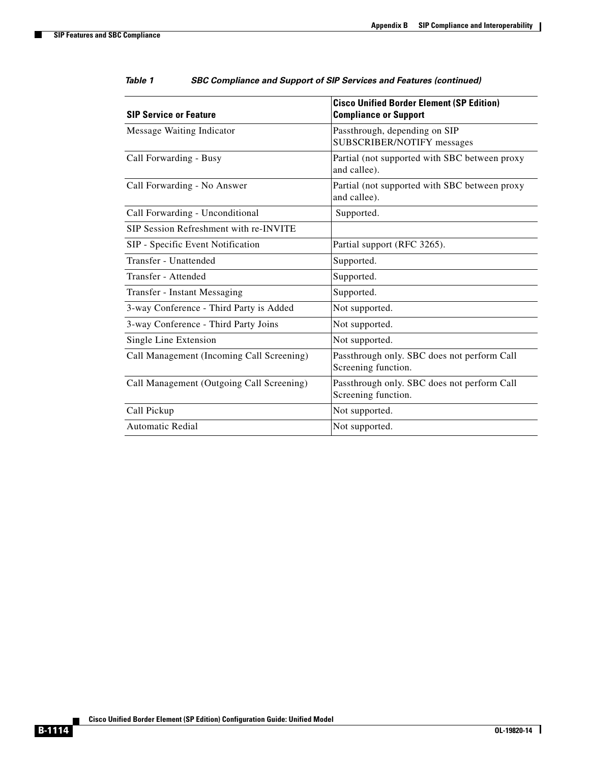*Table 1 SBC Compliance and Support of SIP Services and Features (continued)*

| SIP Service or Feature | Cisco Unified Border Element (SP Edition) Compliance or Support |
|---|---|
| Message Waiting Indicator | Passthrough, depending on SIP SUBSCRIBER/NOTIFY messages |
| Call Forwarding - Busy | Partial (not supported with SBC between proxy and callee). |
| Call Forwarding - No Answer | Partial (not supported with SBC between proxy and callee). |
| Call Forwarding - Unconditional | Supported. |
| SIP Session Refreshment with re-INVITE | |
| SIP - Specific Event Notification | Partial support (RFC 3265). |
| Transfer - Unattended | Supported. |
| Transfer - Attended | Supported. |
| Transfer - Instant Messaging | Supported. |
| 3-way Conference - Third Party is Added | Not supported. |
| 3-way Conference - Third Party Joins | Not supported. |
| Single Line Extension | Not supported. |
| Call Management (Incoming Call Screening) | Passthrough only. SBC does not perform Call Screening function. |
| Call Management (Outgoing Call Screening) | Passthrough only. SBC does not perform Call Screening function. |
| Call Pickup | Not supported. |
| Automatic Redial | Not supported. |